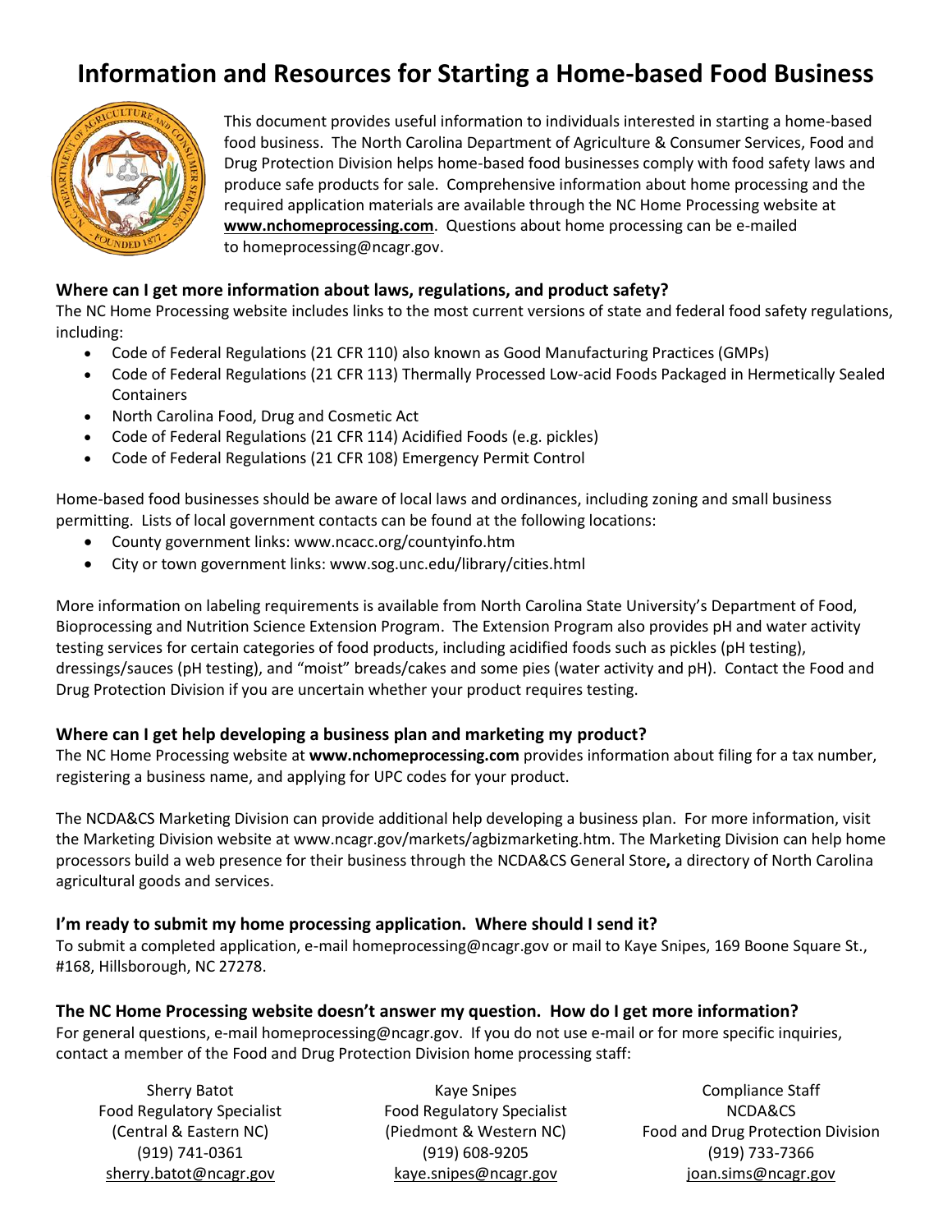# Information and Resources for Starting a Home-based Food Business

This document provides useful information to individuals interested in starting a home-based food business. The North Carolina Department of Agriculture & Consumer Services, Food and Drug Protection Division helps home-based food businesses comply with food safety laws and produce safe products for sale. Comprehensive information about home processing and the required application materials are available through the NC Home Processing website at **www.nchomeprocessing.com**. Questions about home processing can be e-mailed to homeprocessing@ncagr.gov.

### Where can I get more information about laws, regulations, and product safety?

The NC Home Processing website includes links to the most current versions of state and federal food safety regulations, including:

- Code of Federal Regulations (21 CFR 110) also known as Good Manufacturing Practices (GMPs)
- Code of Federal Regulations (21 CFR 113) Thermally Processed Low-acid Foods Packaged in Hermetically Sealed Containers
- North Carolina Food, Drug and Cosmetic Act
- Code of Federal Regulations (21 CFR 114) Acidified Foods (e.g. pickles)
- Code of Federal Regulations (21 CFR 108) Emergency Permit Control

Home-based food businesses should be aware of local laws and ordinances, including zoning and small business permitting. Lists of local government contacts can be found at the following locations:

- County government links: www.ncacc.org/countyinfo.htm
- City or town government links: www.sog.unc.edu/library/cities.html

More information on labeling requirements is available from North Carolina State University's Department of Food, Bioprocessing and Nutrition Science Extension Program. The Extension Program also provides pH and water activity testing services for certain categories of food products, including acidified foods such as pickles (pH testing), dressings/sauces (pH testing), and "moist" breads/cakes and some pies (water activity and pH). Contact the Food and Drug Protection Division if you are uncertain whether your product requires testing.

### Where can I get help developing a business plan and marketing my product?

The NC Home Processing website at **www.nchomeprocessing.com** provides information about filing for a tax number, registering a business name, and applying for UPC codes for your product.

The NCDA&CS Marketing Division can provide additional help developing a business plan. For more information, visit the Marketing Division website at www.ncagr.gov/markets/agbizmarketing.htm. The Marketing Division can help home processors build a web presence for their business through the NCDA&CS General Store**,** a directory of North Carolina agricultural goods and services.

### I'm ready to submit my home processing application. Where should I send it?

To submit a completed application, e-mail homeprocessing@ncagr.gov or mail to Kaye Snipes, 169 Boone Square St., #168, Hillsborough, NC 27278.

### The NC Home Processing website doesn't answer my question. How do I get more information?

For general questions, e-mail homeprocessing@ncagr.gov. If you do not use e-mail or for more specific inquiries, contact a member of the Food and Drug Protection Division home processing staff:

Sherry Batot
Food Regulatory Specialist
(Central & Eastern NC)
(919) 741-0361
sherry.batot@ncagr.gov

Kaye Snipes
Food Regulatory Specialist
(Piedmont & Western NC)
(919) 608-9205
kaye.snipes@ncagr.gov

Compliance Staff
NCDA&CS
Food and Drug Protection Division
(919) 733-7366
joan.sims@ncagr.gov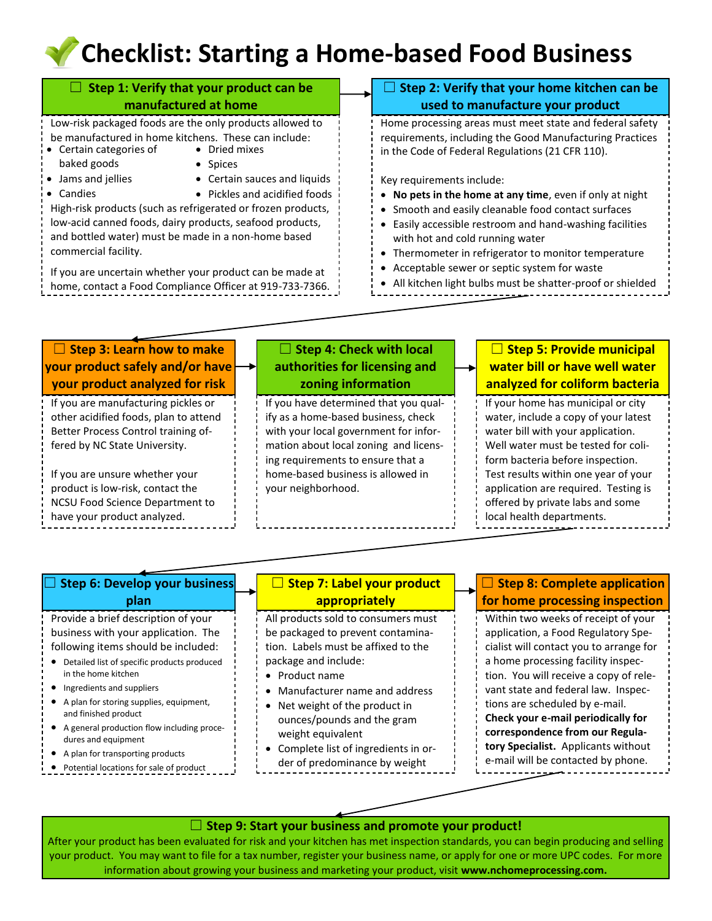# Checklist: Starting a Home-based Food Business

## ☐ Step 1: Verify that your product can be manufactured at home

Low-risk packaged foods are the only products allowed to be manufactured in home kitchens. These can include:

- Certain categories of baked goods
- Jams and jellies
- Candies
- Dried mixes
- Spices
- Certain sauces and liquids
- Pickles and acidified foods

High-risk products (such as refrigerated or frozen products, low-acid canned foods, dairy products, seafood products, and bottled water) must be made in a non-home based commercial facility.

If you are uncertain whether your product can be made at home, contact a Food Compliance Officer at 919-733-7366.

## ☐ Step 2: Verify that your home kitchen can be used to manufacture your product

Home processing areas must meet state and federal safety requirements, including the Good Manufacturing Practices in the Code of Federal Regulations (21 CFR 110).

Key requirements include:

- **No pets in the home at any time**, even if only at night
- Smooth and easily cleanable food contact surfaces
- Easily accessible restroom and hand-washing facilities with hot and cold running water
- Thermometer in refrigerator to monitor temperature
- Acceptable sewer or septic system for waste
- All kitchen light bulbs must be shatter-proof or shielded

## ☐ Step 3: Learn how to make your product safely and/or have your product analyzed for risk

If you are manufacturing pickles or other acidified foods, plan to attend Better Process Control training offered by NC State University.

If you are unsure whether your product is low-risk, contact the NCSU Food Science Department to have your product analyzed.

## ☐ Step 4: Check with local authorities for licensing and zoning

If you have determined that you qualify as a home-based business, check with your local government for information about local zoning and licensing requirements to ensure that a home-based business is allowed in your neighborhood.

## ☐ Step 5: Provide municipal water bill or have well water analyzed for coliform bacteria

If your home has municipal or city water, include a copy of your latest water bill with your application. Well water must be tested for coliform bacteria before inspection. Test results within one year of your application are required. Testing is offered by private labs and some local health departments.

## ☐ Step 6: Develop your business plan

Provide a brief description of your business with your application. The following items should be included:

- Detailed list of specific products produced in the home kitchen
- Ingredients and suppliers
- A plan for storing supplies, equipment, and finished product
- A general production flow including procedures and equipment
- A plan for transporting products
- Potential locations for sale of product

## ☐ Step 7: Label your product appropriately

All products sold to consumers must be packaged to prevent contamination. Labels must be affixed to the package and include:

- Product name
- Manufacturer name and address
- Net weight of the product in ounces/pounds and the gram weight equivalent
- Complete list of ingredients in order of predominance by weight

## ☐ Step 8: Complete application for home processing inspection

Within two weeks of receipt of your application, a Food Regulatory Specialist will contact you to arrange for a home processing facility inspection. You will receive a copy of relevant state and federal law. Inspections are scheduled by e-mail. **Check your e-mail periodically for correspondence from our Regulatory Specialist.** Applicants without e-mail will be contacted by phone.

## ☐ Step 9: Start your business and promote your product!

After your product has been evaluated for risk and your kitchen has met inspection standards, you can begin producing and selling your product. You may want to file for a tax number, register your business name, or apply for one or more UPC codes. For more information about growing your business and marketing your product, visit **www.nchomeprocessing.com.**